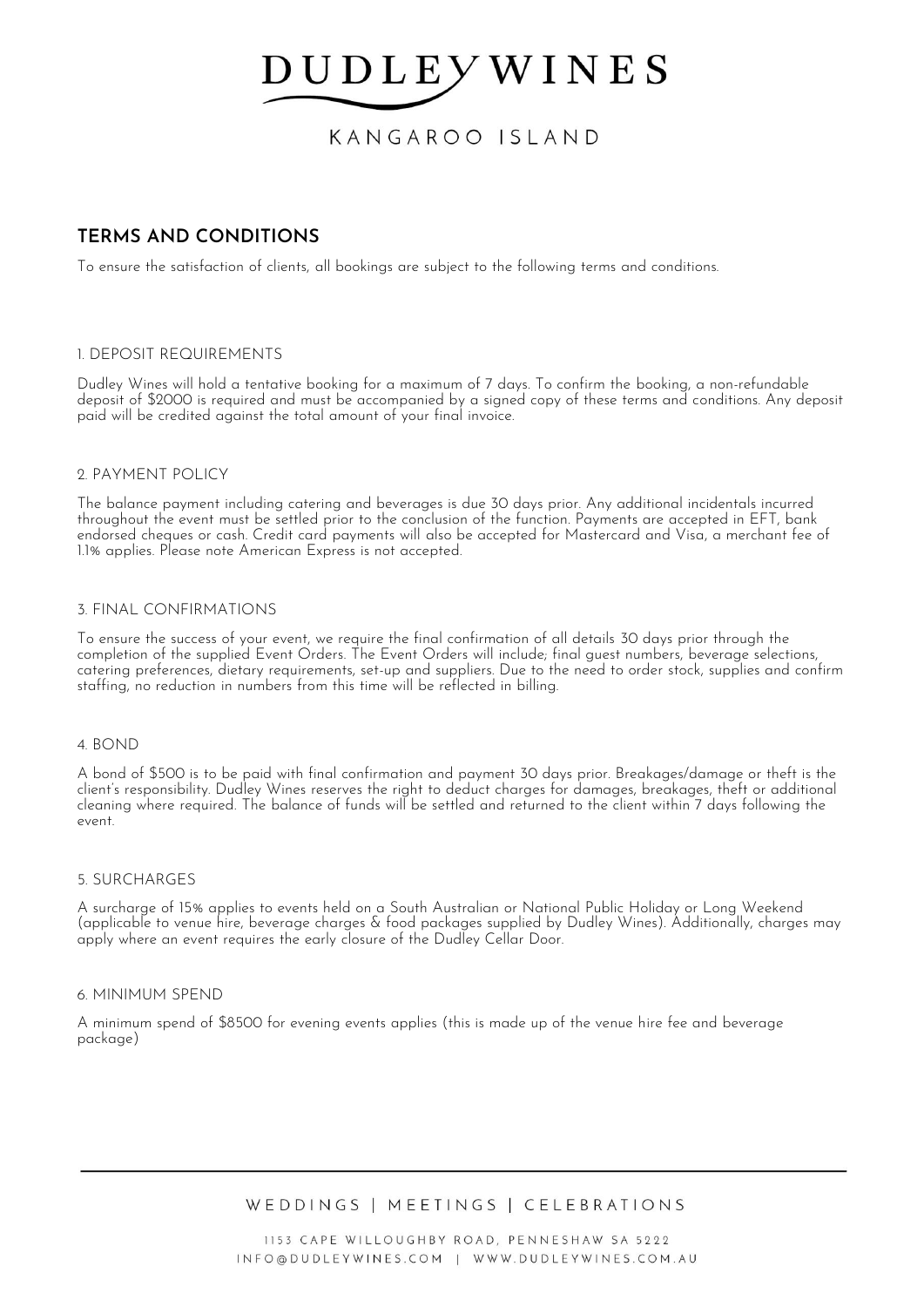# DUDLEY WINES

KANGAROO ISLAND

## TERMS AND CONDITIONS

To ensure the satisfaction of clients, all bookings are subject to the following terms and conditions.

### 1. DEPOSIT REQUIREMENTS

Dudley Wines will hold a tentative booking for a maximum of 7 days. To confirm the booking, a non-refundable deposit of $2000 is required and must be accompanied by a signed copy of these terms and conditions. Any deposit paid will be credited against the total amount of your final invoice.

### 2. PAYMENT POLICY

The balance payment including catering and beverages is due 30 days prior. Any additional incidentals incurred throughout the event must be settled prior to the conclusion of the function. Payments are accepted in EFT, bank endorsed cheques or cash. Credit card payments will also be accepted for Mastercard and Visa, a merchant fee of 1.1% applies. Please note American Express is not accepted.

### 3. FINAL CONFIRMATIONS

To ensure the success of your event, we require the final confirmation of all details 30 days prior through the completion of the supplied Event Orders. The Event Orders will include; final guest numbers, beverage selections, catering preferences, dietary requirements, set-up and suppliers. Due to the need to order stock, supplies and confirm staffing, no reduction in numbers from this time will be reflected in billing.

### 4. BOND

A bond of $500 is to be paid with final confirmation and payment 30 days prior. Breakages/damage or theft is the client's responsibility. Dudley Wines reserves the right to deduct charges for damages, breakages, theft or additional cleaning where required. The balance of funds will be settled and returned to the client within 7 days following the event.

### 5. SURCHARGES

A surcharge of 15% applies to events held on a South Australian or National Public Holiday or Long Weekend (applicable to venue hire, beverage charges & food packages supplied by Dudley Wines). Additionally, charges may apply where an event requires the early closure of the Dudley Cellar Door.

### 6. MINIMUM SPEND

A minimum spend of $8500 for evening events applies (this is made up of the venue hire fee and beverage package)

WEDDINGS | MEETINGS | CELEBRATIONS

1153 CAPE WILLOUGHBY ROAD, PENNESHAW SA 5222
INFO@DUDLEYWINES.COM | WWW.DUDLEYWINES.COM.AU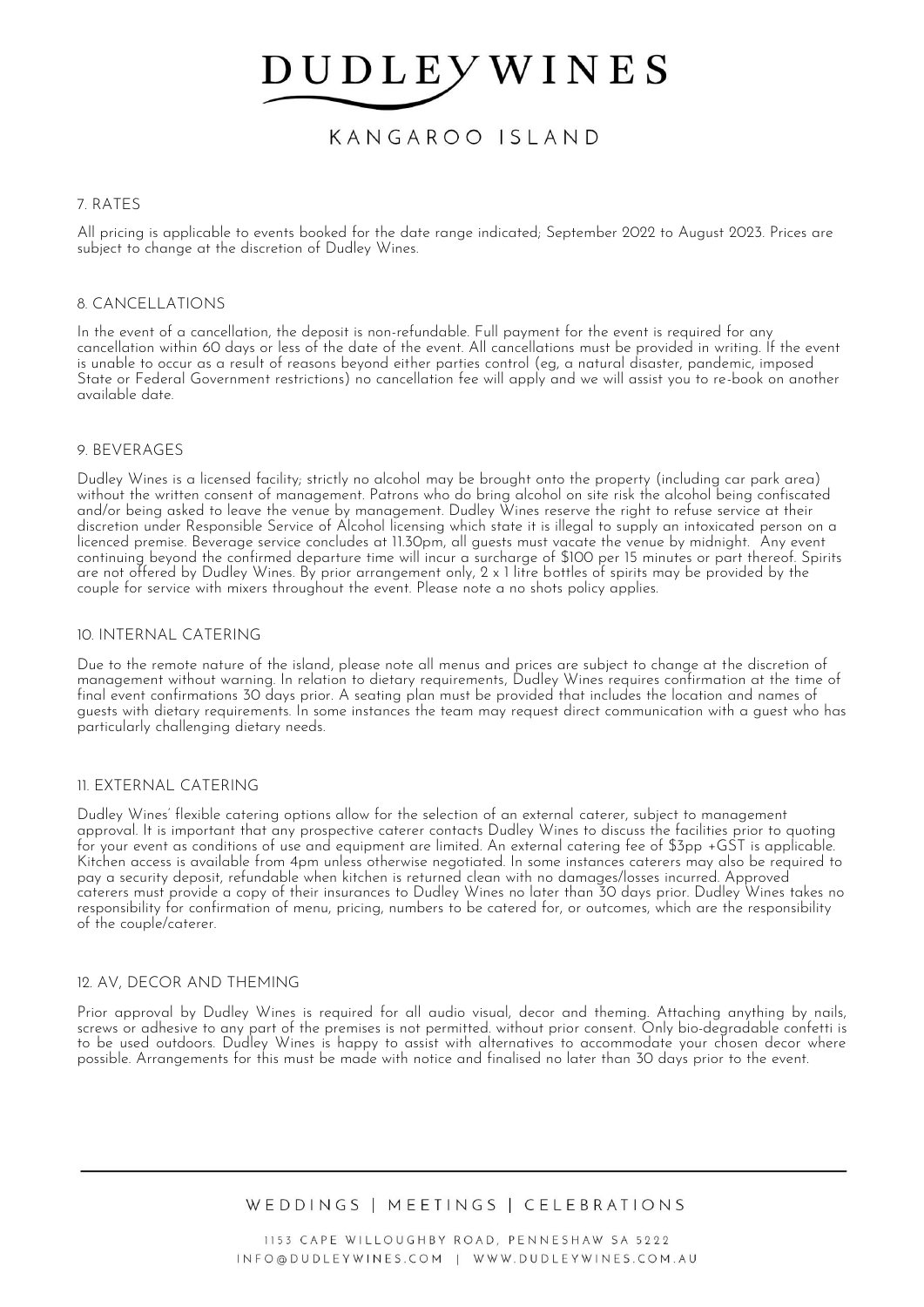## 7. RATES

All pricing is applicable to events booked for the date range indicated; September 2022 to August 2023. Prices are subject to change at the discretion of Dudley Wines.

## 8. CANCELLATIONS

In the event of a cancellation, the deposit is non-refundable. Full payment for the event is required for any cancellation within 60 days or less of the date of the event. All cancellations must be provided in writing. If the event is unable to occur as a result of reasons beyond either parties control (eg, a natural disaster, pandemic, imposed State or Federal Government restrictions) no cancellation fee will apply and we will assist you to re-book on another available date.

## 9. BEVERAGES

Dudley Wines is a licensed facility; strictly no alcohol may be brought onto the property (including car park area) without the written consent of management. Patrons who do bring alcohol on site risk the alcohol being confiscated and/or being asked to leave the venue by management. Dudley Wines reserve the right to refuse service at their discretion under Responsible Service of Alcohol licensing which state it is illegal to supply an intoxicated person on a licenced premise. Beverage service concludes at 11.30pm, all guests must vacate the venue by midnight. Any event continuing beyond the confirmed departure time will incur a surcharge of $100 per 15 minutes or part thereof. Spirits are not offered by Dudley Wines. By prior arrangement only, 2 x 1 litre bottles of spirits may be provided by the couple for service with mixers throughout the event. Please note a no shots policy applies.

## 10. INTERNAL CATERING

Due to the remote nature of the island, please note all menus and prices are subject to change at the discretion of management without warning. In relation to dietary requirements, Dudley Wines requires confirmation at the time of final event confirmations 30 days prior. A seating plan must be provided that includes the location and names of guests with dietary requirements. In some instances the team may request direct communication with a guest who has particularly challenging dietary needs.

## 11. EXTERNAL CATERING

Dudley Wines' flexible catering options allow for the selection of an external caterer, subject to management approval. It is important that any prospective caterer contacts Dudley Wines to discuss the facilities prior to quoting for your event as conditions of use and equipment are limited. An external catering fee of $3pp +GST is applicable. Kitchen access is available from 4pm unless otherwise negotiated. In some instances caterers may also be required to pay a security deposit, refundable when kitchen is returned clean with no damages/losses incurred. Approved caterers must provide a copy of their insurances to Dudley Wines no later than 30 days prior. Dudley Wines takes no responsibility for confirmation of menu, pricing, numbers to be catered for, or outcomes, which are the responsibility of the couple/caterer.

## 12. AV, DECOR AND THEMING

Prior approval by Dudley Wines is required for all audio visual, decor and theming. Attaching anything by nails, screws or adhesive to any part of the premises is not permitted. without prior consent. Only bio-degradable confetti is to be used outdoors. Dudley Wines is happy to assist with alternatives to accommodate your chosen decor where possible. Arrangements for this must be made with notice and finalised no later than 30 days prior to the event.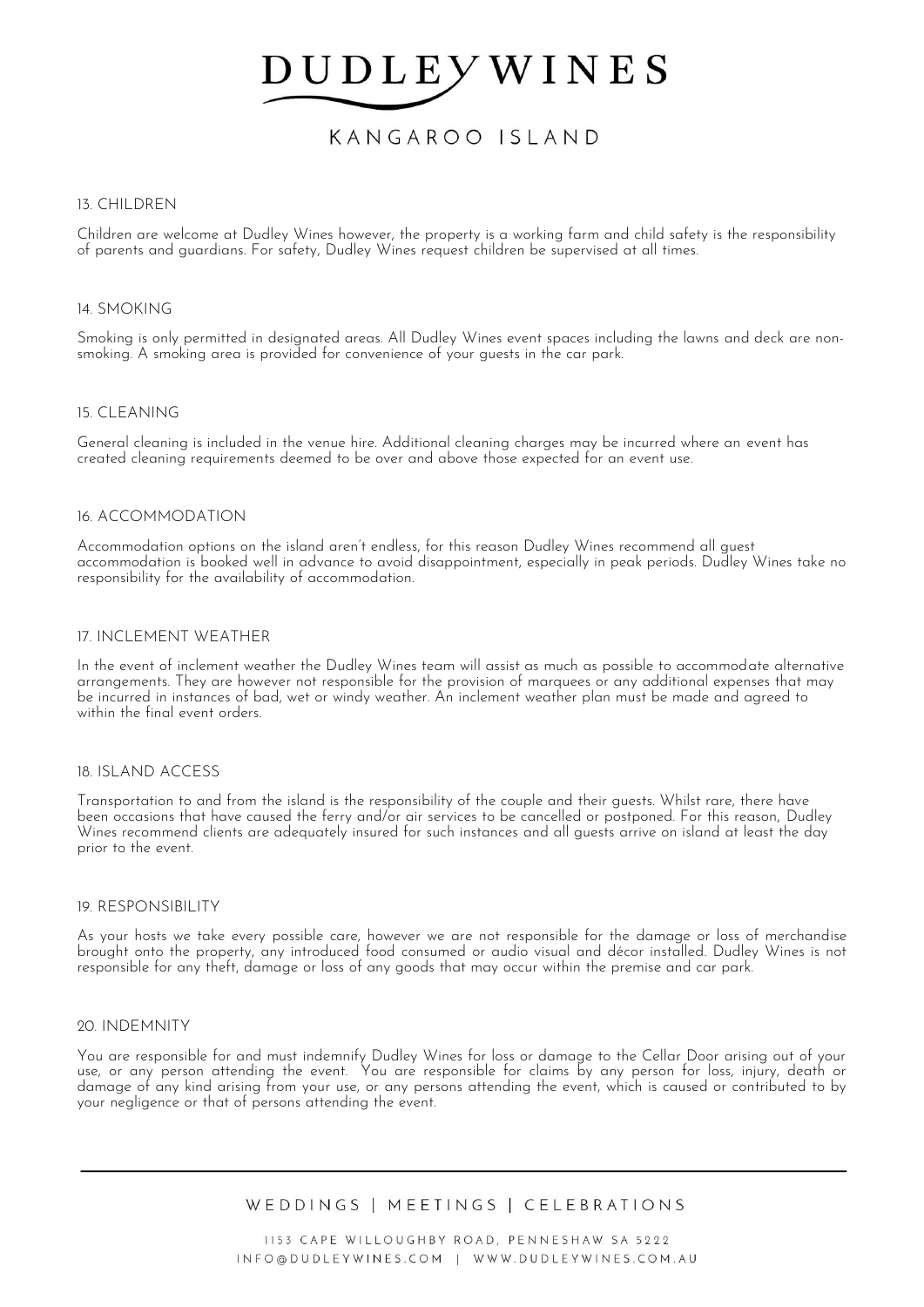## 13. CHILDREN

Children are welcome at Dudley Wines however, the property is a working farm and child safety is the responsibility of parents and guardians. For safety, Dudley Wines request children be supervised at all times.

## 14. SMOKING

Smoking is only permitted in designated areas. All Dudley Wines event spaces including the lawns and deck are non-smoking. A smoking area is provided for convenience of your guests in the car park.

## 15. CLEANING

General cleaning is included in the venue hire. Additional cleaning charges may be incurred where an event has created cleaning requirements deemed to be over and above those expected for an event use.

## 16. ACCOMMODATION

Accommodation options on the island aren't endless, for this reason Dudley Wines recommend all guest accommodation is booked well in advance to avoid disappointment, especially in peak periods. Dudley Wines take no responsibility for the availability of accommodation.

## 17. INCLEMENT WEATHER

In the event of inclement weather the Dudley Wines team will assist as much as possible to accommodate alternative arrangements. They are however not responsible for the provision of marquees or any additional expenses that may be incurred in instances of bad, wet or windy weather. An inclement weather plan must be made and agreed to within the final event orders.

## 18. ISLAND ACCESS

Transportation to and from the island is the responsibility of the couple and their guests. Whilst rare, there have been occasions that have caused the ferry and/or air services to be cancelled or postponed. For this reason, Dudley Wines recommend clients are adequately insured for such instances and all guests arrive on island at least the day prior to the event.

## 19. RESPONSIBILITY

As your hosts we take every possible care, however we are not responsible for the damage or loss of merchandise brought onto the property, any introduced food consumed or audio visual and décor installed. Dudley Wines is not responsible for any theft, damage or loss of any goods that may occur within the premise and car park.

## 20. INDEMNITY

You are responsible for and must indemnify Dudley Wines for loss or damage to the Cellar Door arising out of your use, or any person attending the event. You are responsible for claims by any person for loss, injury, death or damage of any kind arising from your use, or any persons attending the event, which is caused or contributed to by your negligence or that of persons attending the event.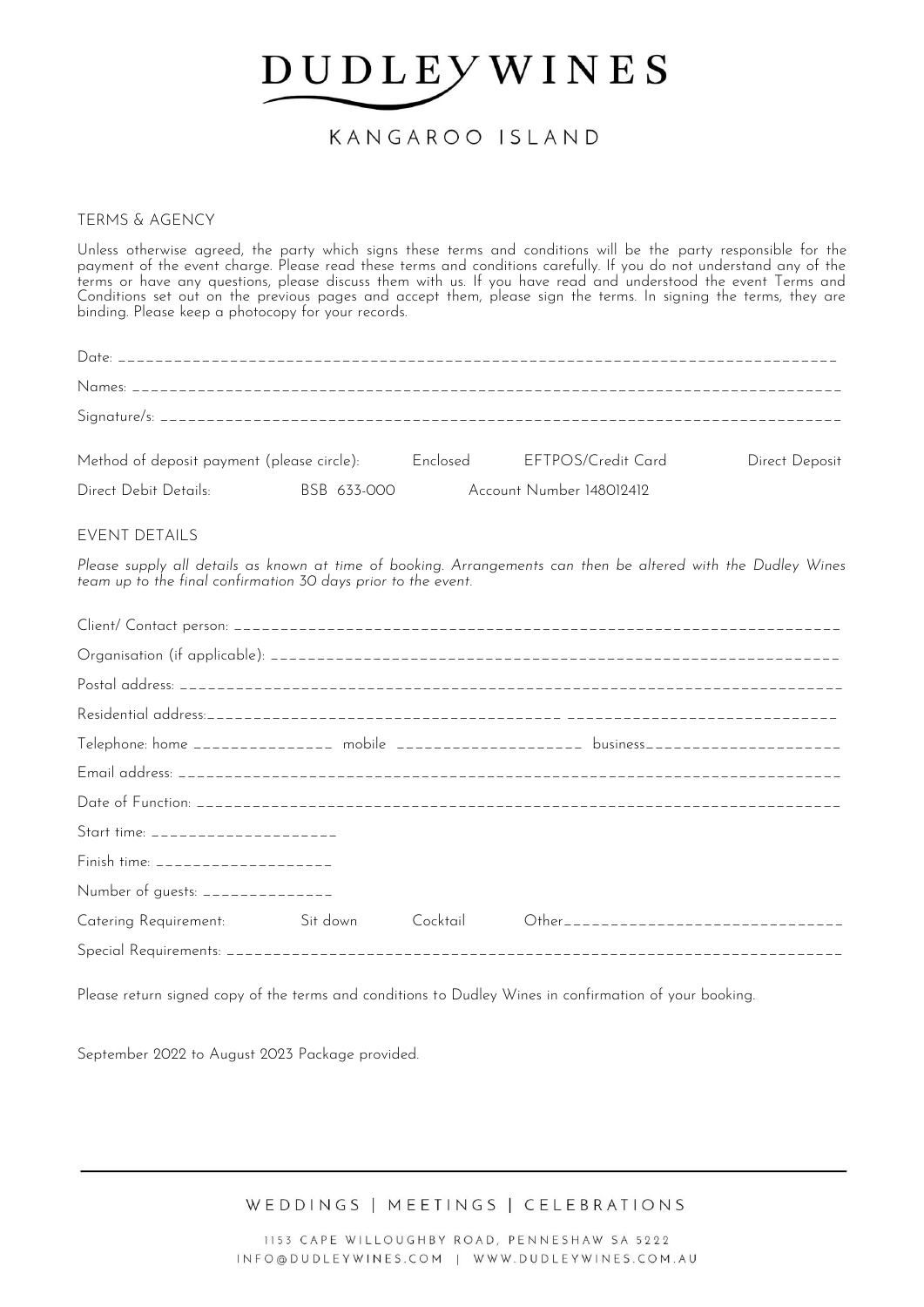# DUDLEY WINES

KANGAROO ISLAND

## TERMS & AGENCY

Unless otherwise agreed, the party which signs these terms and conditions will be the party responsible for the payment of the event charge. Please read these terms and conditions carefully. If you do not understand any of the terms or have any questions, please discuss them with us. If you have read and understood the event Terms and Conditions set out on the previous pages and accept them, please sign the terms. In signing the terms, they are binding. Please keep a photocopy for your records.

Date: ___________________________________________________________________________

Names: __________________________________________________________________________

Signature/s: ______________________________________________________________________

Method of deposit payment (please circle): Enclosed EFTPOS/Credit Card Direct Deposit

Direct Debit Details: BSB 633-000 Account Number 148012412

## EVENT DETAILS

*Please supply all details as known at time of booking. Arrangements can then be altered with the Dudley Wines team up to the final confirmation 30 days prior to the event.*

Client/ Contact person: _______________________________________________________________

Organisation (if applicable): ____________________________________________________________

Postal address: _____________________________________________________________________

Residential address:____________________________________ _____________________________

Telephone: home _______________ mobile ____________________ business_____________________

Email address: ______________________________________________________________________

Date of Function: ____________________________________________________________________

Start time: ____________________

Finish time: ___________________

Number of guests: ______________

Catering Requirement: Sit down Cocktail Other______________________________

Special Requirements: _________________________________________________________________

Please return signed copy of the terms and conditions to Dudley Wines in confirmation of your booking.

September 2022 to August 2023 Package provided.

WEDDINGS | MEETINGS | CELEBRATIONS

1153 CAPE WILLOUGHBY ROAD, PENNESHAW SA 5222
INFO@DUDLEYWINES.COM | WWW.DUDLEYWINES.COM.AU